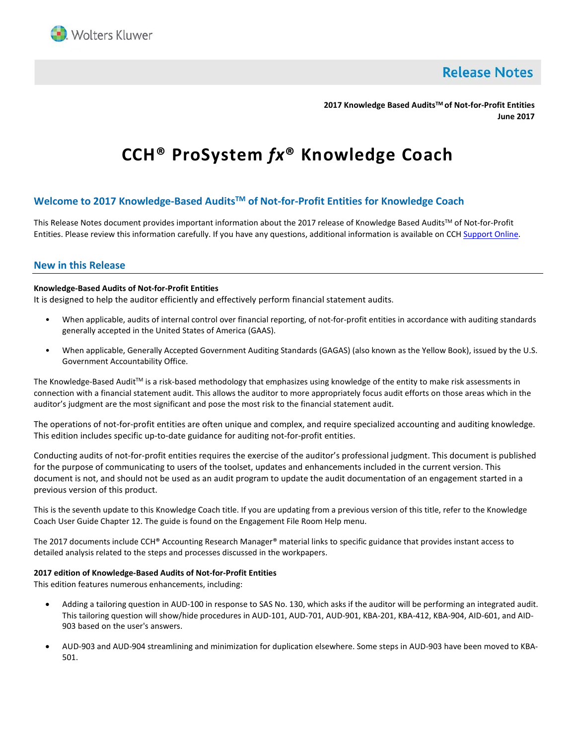Release Notes

**2017 Knowledge Based Audits™ of Not-for-Profit Entities**
**June 2017**

# CCH® ProSystem *fx*® Knowledge Coach

## Welcome to 2017 Knowledge-Based Audits™ of Not-for-Profit Entities for Knowledge Coach

This Release Notes document provides important information about the 2017 release of Knowledge Based Audits™ of Not-for-Profit Entities. Please review this information carefully. If you have any questions, additional information is available on CCH Support Online.

## New in this Release

**Knowledge-Based Audits of Not-for-Profit Entities**

It is designed to help the auditor efficiently and effectively perform financial statement audits.

- When applicable, audits of internal control over financial reporting, of not-for-profit entities in accordance with auditing standards generally accepted in the United States of America (GAAS).
- When applicable, Generally Accepted Government Auditing Standards (GAGAS) (also known as the Yellow Book), issued by the U.S. Government Accountability Office.

The Knowledge-Based Audit™ is a risk-based methodology that emphasizes using knowledge of the entity to make risk assessments in connection with a financial statement audit. This allows the auditor to more appropriately focus audit efforts on those areas which in the auditor's judgment are the most significant and pose the most risk to the financial statement audit.

The operations of not-for-profit entities are often unique and complex, and require specialized accounting and auditing knowledge. This edition includes specific up-to-date guidance for auditing not-for-profit entities.

Conducting audits of not-for-profit entities requires the exercise of the auditor's professional judgment. This document is published for the purpose of communicating to users of the toolset, updates and enhancements included in the current version. This document is not, and should not be used as an audit program to update the audit documentation of an engagement started in a previous version of this product.

This is the seventh update to this Knowledge Coach title. If you are updating from a previous version of this title, refer to the Knowledge Coach User Guide Chapter 12. The guide is found on the Engagement File Room Help menu.

The 2017 documents include CCH® Accounting Research Manager® material links to specific guidance that provides instant access to detailed analysis related to the steps and processes discussed in the workpapers.

**2017 edition of Knowledge-Based Audits of Not-for-Profit Entities**

This edition features numerous enhancements, including:

- Adding a tailoring question in AUD-100 in response to SAS No. 130, which asks if the auditor will be performing an integrated audit. This tailoring question will show/hide procedures in AUD-101, AUD-701, AUD-901, KBA-201, KBA-412, KBA-904, AID-601, and AID-903 based on the user's answers.
- AUD-903 and AUD-904 streamlining and minimization for duplication elsewhere. Some steps in AUD-903 have been moved to KBA-501.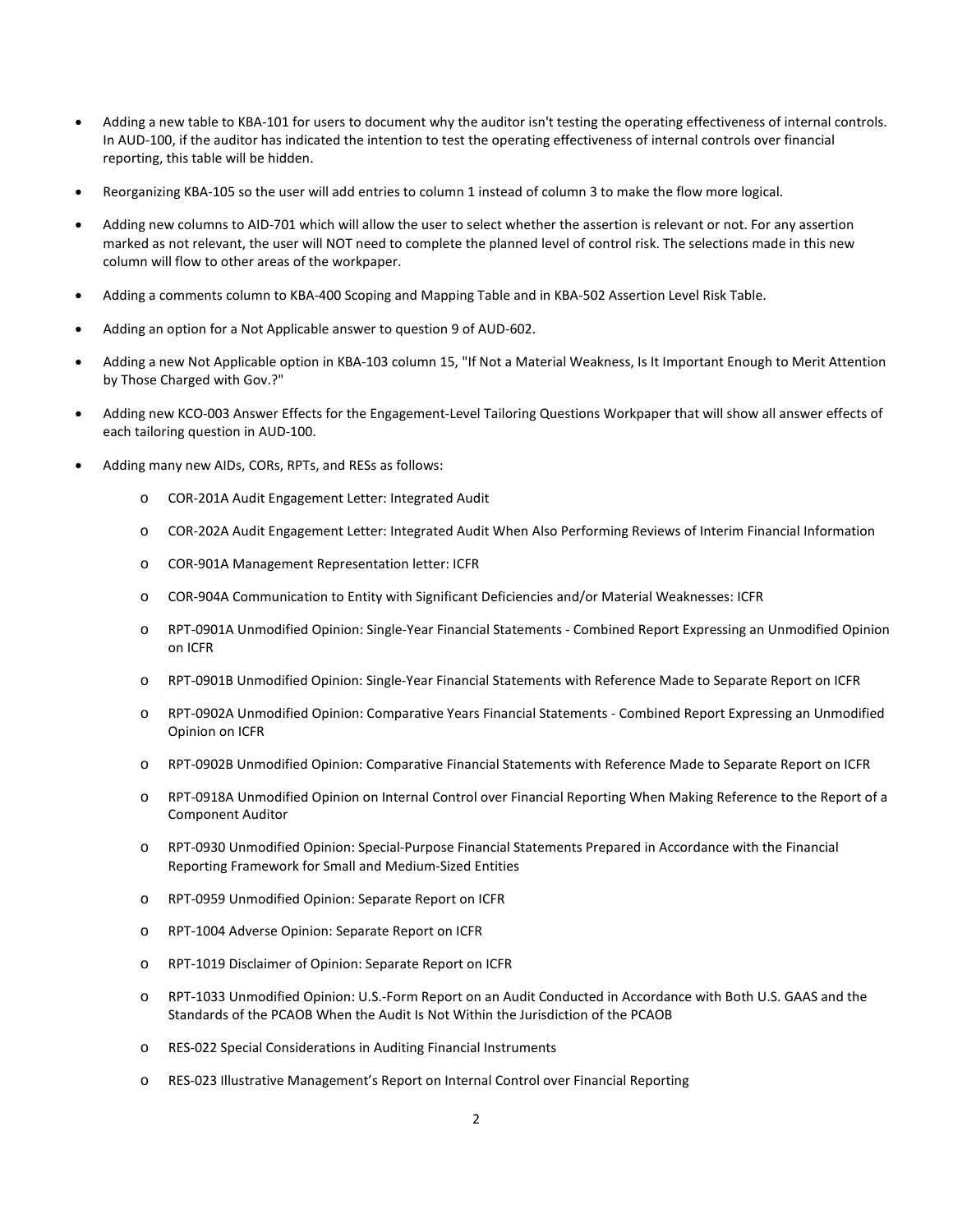- Adding a new table to KBA-101 for users to document why the auditor isn't testing the operating effectiveness of internal controls. In AUD-100, if the auditor has indicated the intention to test the operating effectiveness of internal controls over financial reporting, this table will be hidden.
- Reorganizing KBA-105 so the user will add entries to column 1 instead of column 3 to make the flow more logical.
- Adding new columns to AID-701 which will allow the user to select whether the assertion is relevant or not. For any assertion marked as not relevant, the user will NOT need to complete the planned level of control risk. The selections made in this new column will flow to other areas of the workpaper.
- Adding a comments column to KBA-400 Scoping and Mapping Table and in KBA-502 Assertion Level Risk Table.
- Adding an option for a Not Applicable answer to question 9 of AUD-602.
- Adding a new Not Applicable option in KBA-103 column 15, "If Not a Material Weakness, Is It Important Enough to Merit Attention by Those Charged with Gov.?"
- Adding new KCO-003 Answer Effects for the Engagement-Level Tailoring Questions Workpaper that will show all answer effects of each tailoring question in AUD-100.
- Adding many new AIDs, CORs, RPTs, and RESs as follows:
  - COR-201A Audit Engagement Letter: Integrated Audit
  - COR-202A Audit Engagement Letter: Integrated Audit When Also Performing Reviews of Interim Financial Information
  - COR-901A Management Representation letter: ICFR
  - COR-904A Communication to Entity with Significant Deficiencies and/or Material Weaknesses: ICFR
  - RPT-0901A Unmodified Opinion: Single-Year Financial Statements - Combined Report Expressing an Unmodified Opinion on ICFR
  - RPT-0901B Unmodified Opinion: Single-Year Financial Statements with Reference Made to Separate Report on ICFR
  - RPT-0902A Unmodified Opinion: Comparative Years Financial Statements - Combined Report Expressing an Unmodified Opinion on ICFR
  - RPT-0902B Unmodified Opinion: Comparative Financial Statements with Reference Made to Separate Report on ICFR
  - RPT-0918A Unmodified Opinion on Internal Control over Financial Reporting When Making Reference to the Report of a Component Auditor
  - RPT-0930 Unmodified Opinion: Special-Purpose Financial Statements Prepared in Accordance with the Financial Reporting Framework for Small and Medium-Sized Entities
  - RPT-0959 Unmodified Opinion: Separate Report on ICFR
  - RPT-1004 Adverse Opinion: Separate Report on ICFR
  - RPT-1019 Disclaimer of Opinion: Separate Report on ICFR
  - RPT-1033 Unmodified Opinion: U.S.-Form Report on an Audit Conducted in Accordance with Both U.S. GAAS and the Standards of the PCAOB When the Audit Is Not Within the Jurisdiction of the PCAOB
  - RES-022 Special Considerations in Auditing Financial Instruments
  - RES-023 Illustrative Management's Report on Internal Control over Financial Reporting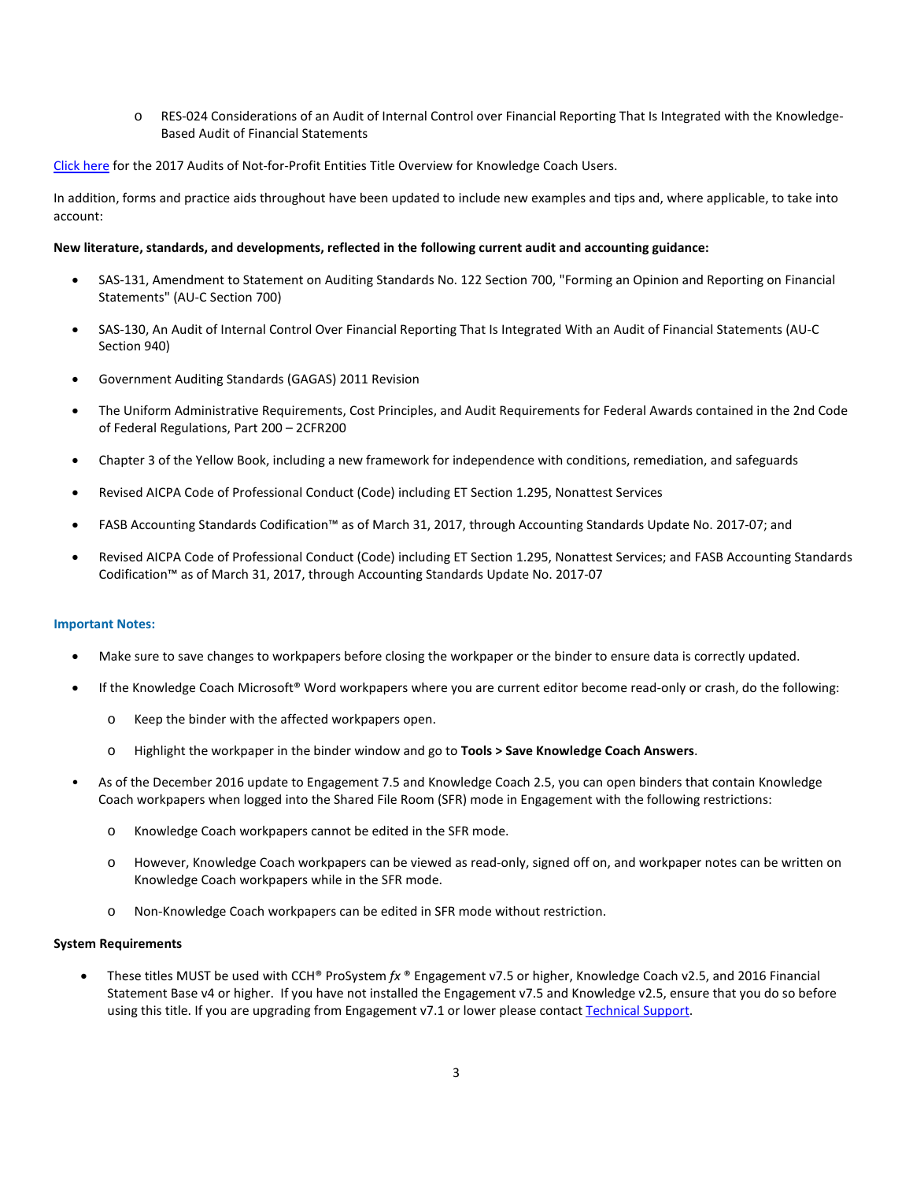- RES-024 Considerations of an Audit of Internal Control over Financial Reporting That Is Integrated with the Knowledge-Based Audit of Financial Statements

[Click here] for the 2017 Audits of Not-for-Profit Entities Title Overview for Knowledge Coach Users.

In addition, forms and practice aids throughout have been updated to include new examples and tips and, where applicable, to take into account:

**New literature, standards, and developments, reflected in the following current audit and accounting guidance:**

- SAS-131, Amendment to Statement on Auditing Standards No. 122 Section 700, "Forming an Opinion and Reporting on Financial Statements" (AU-C Section 700)
- SAS-130, An Audit of Internal Control Over Financial Reporting That Is Integrated With an Audit of Financial Statements (AU-C Section 940)
- Government Auditing Standards (GAGAS) 2011 Revision
- The Uniform Administrative Requirements, Cost Principles, and Audit Requirements for Federal Awards contained in the 2nd Code of Federal Regulations, Part 200 – 2CFR200
- Chapter 3 of the Yellow Book, including a new framework for independence with conditions, remediation, and safeguards
- Revised AICPA Code of Professional Conduct (Code) including ET Section 1.295, Nonattest Services
- FASB Accounting Standards Codification™ as of March 31, 2017, through Accounting Standards Update No. 2017-07; and
- Revised AICPA Code of Professional Conduct (Code) including ET Section 1.295, Nonattest Services; and FASB Accounting Standards Codification™ as of March 31, 2017, through Accounting Standards Update No. 2017-07

**Important Notes:**

- Make sure to save changes to workpapers before closing the workpaper or the binder to ensure data is correctly updated.
- If the Knowledge Coach Microsoft® Word workpapers where you are current editor become read-only or crash, do the following:
  - Keep the binder with the affected workpapers open.
  - Highlight the workpaper in the binder window and go to **Tools > Save Knowledge Coach Answers**.
- As of the December 2016 update to Engagement 7.5 and Knowledge Coach 2.5, you can open binders that contain Knowledge Coach workpapers when logged into the Shared File Room (SFR) mode in Engagement with the following restrictions:
  - Knowledge Coach workpapers cannot be edited in the SFR mode.
  - However, Knowledge Coach workpapers can be viewed as read-only, signed off on, and workpaper notes can be written on Knowledge Coach workpapers while in the SFR mode.
  - Non-Knowledge Coach workpapers can be edited in SFR mode without restriction.

**System Requirements**

- These titles MUST be used with CCH® ProSystem *fx* ® Engagement v7.5 or higher, Knowledge Coach v2.5, and 2016 Financial Statement Base v4 or higher. If you have not installed the Engagement v7.5 and Knowledge v2.5, ensure that you do so before using this title. If you are upgrading from Engagement v7.1 or lower please contact [Technical Support].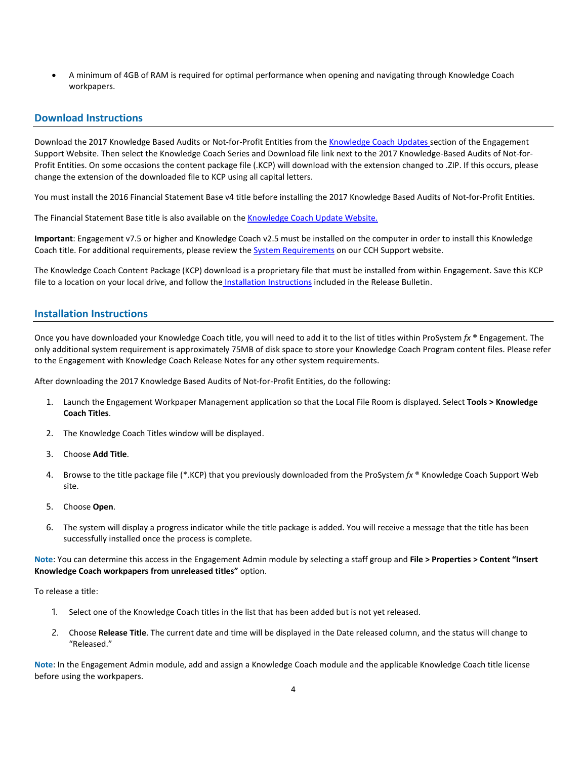- A minimum of 4GB of RAM is required for optimal performance when opening and navigating through Knowledge Coach workpapers.

## Download Instructions

Download the 2017 Knowledge Based Audits or Not-for-Profit Entities from the [Knowledge Coach Updates](#) section of the Engagement Support Website. Then select the Knowledge Coach Series and Download file link next to the 2017 Knowledge-Based Audits of Not-for-Profit Entities. On some occasions the content package file (.KCP) will download with the extension changed to .ZIP. If this occurs, please change the extension of the downloaded file to KCP using all capital letters.

You must install the 2016 Financial Statement Base v4 title before installing the 2017 Knowledge Based Audits of Not-for-Profit Entities.

The Financial Statement Base title is also available on the [Knowledge Coach Update Website.](#)

**Important**: Engagement v7.5 or higher and Knowledge Coach v2.5 must be installed on the computer in order to install this Knowledge Coach title. For additional requirements, please review the [System Requirements](#) on our CCH Support website.

The Knowledge Coach Content Package (KCP) download is a proprietary file that must be installed from within Engagement. Save this KCP file to a location on your local drive, and follow the [Installation Instructions](#) included in the Release Bulletin.

## Installation Instructions

Once you have downloaded your Knowledge Coach title, you will need to add it to the list of titles within ProSystem *fx* ® Engagement. The only additional system requirement is approximately 75MB of disk space to store your Knowledge Coach Program content files. Please refer to the Engagement with Knowledge Coach Release Notes for any other system requirements.

After downloading the 2017 Knowledge Based Audits of Not-for-Profit Entities, do the following:

1. Launch the Engagement Workpaper Management application so that the Local File Room is displayed. Select **Tools > Knowledge Coach Titles**.
2. The Knowledge Coach Titles window will be displayed.
3. Choose **Add Title**.
4. Browse to the title package file (*.KCP) that you previously downloaded from the ProSystem *fx* ® Knowledge Coach Support Web site.
5. Choose **Open**.
6. The system will display a progress indicator while the title package is added. You will receive a message that the title has been successfully installed once the process is complete.

**Note**: You can determine this access in the Engagement Admin module by selecting a staff group and **File > Properties > Content "Insert Knowledge Coach workpapers from unreleased titles"** option.

To release a title:

1. Select one of the Knowledge Coach titles in the list that has been added but is not yet released.
2. Choose **Release Title**. The current date and time will be displayed in the Date released column, and the status will change to "Released."

**Note**: In the Engagement Admin module, add and assign a Knowledge Coach module and the applicable Knowledge Coach title license before using the workpapers.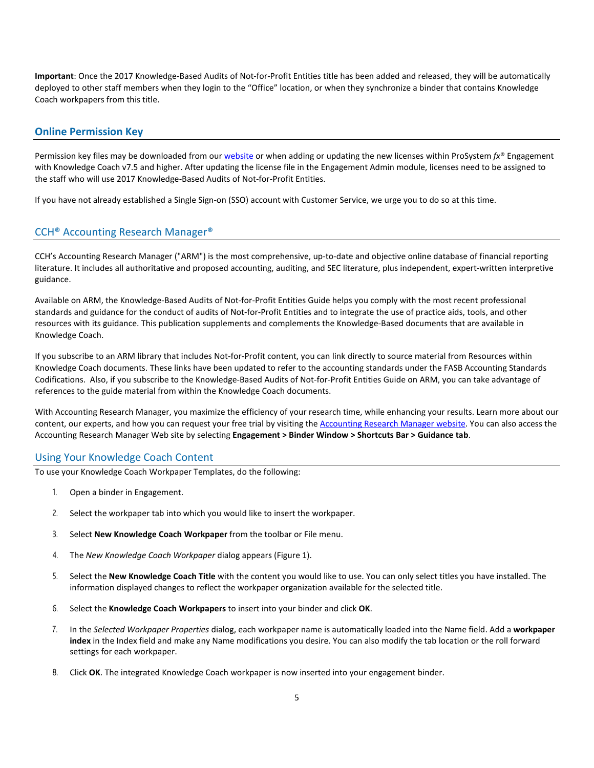**Important**: Once the 2017 Knowledge-Based Audits of Not-for-Profit Entities title has been added and released, they will be automatically deployed to other staff members when they login to the "Office" location, or when they synchronize a binder that contains Knowledge Coach workpapers from this title.

## Online Permission Key

Permission key files may be downloaded from our website or when adding or updating the new licenses within ProSystem *fx*® Engagement with Knowledge Coach v7.5 and higher. After updating the license file in the Engagement Admin module, licenses need to be assigned to the staff who will use 2017 Knowledge-Based Audits of Not-for-Profit Entities.

If you have not already established a Single Sign-on (SSO) account with Customer Service, we urge you to do so at this time.

## CCH® Accounting Research Manager®

CCH's Accounting Research Manager ("ARM") is the most comprehensive, up-to-date and objective online database of financial reporting literature. It includes all authoritative and proposed accounting, auditing, and SEC literature, plus independent, expert-written interpretive guidance.

Available on ARM, the Knowledge-Based Audits of Not-for-Profit Entities Guide helps you comply with the most recent professional standards and guidance for the conduct of audits of Not-for-Profit Entities and to integrate the use of practice aids, tools, and other resources with its guidance. This publication supplements and complements the Knowledge-Based documents that are available in Knowledge Coach.

If you subscribe to an ARM library that includes Not-for-Profit content, you can link directly to source material from Resources within Knowledge Coach documents. These links have been updated to refer to the accounting standards under the FASB Accounting Standards Codifications. Also, if you subscribe to the Knowledge-Based Audits of Not-for-Profit Entities Guide on ARM, you can take advantage of references to the guide material from within the Knowledge Coach documents.

With Accounting Research Manager, you maximize the efficiency of your research time, while enhancing your results. Learn more about our content, our experts, and how you can request your free trial by visiting the Accounting Research Manager website. You can also access the Accounting Research Manager Web site by selecting **Engagement > Binder Window > Shortcuts Bar > Guidance tab**.

## Using Your Knowledge Coach Content

To use your Knowledge Coach Workpaper Templates, do the following:

1. Open a binder in Engagement.
2. Select the workpaper tab into which you would like to insert the workpaper.
3. Select **New Knowledge Coach Workpaper** from the toolbar or File menu.
4. The *New Knowledge Coach Workpaper* dialog appears (Figure 1).
5. Select the **New Knowledge Coach Title** with the content you would like to use. You can only select titles you have installed. The information displayed changes to reflect the workpaper organization available for the selected title.
6. Select the **Knowledge Coach Workpapers** to insert into your binder and click **OK**.
7. In the *Selected Workpaper Properties* dialog, each workpaper name is automatically loaded into the Name field. Add a **workpaper index** in the Index field and make any Name modifications you desire. You can also modify the tab location or the roll forward settings for each workpaper.
8. Click **OK**. The integrated Knowledge Coach workpaper is now inserted into your engagement binder.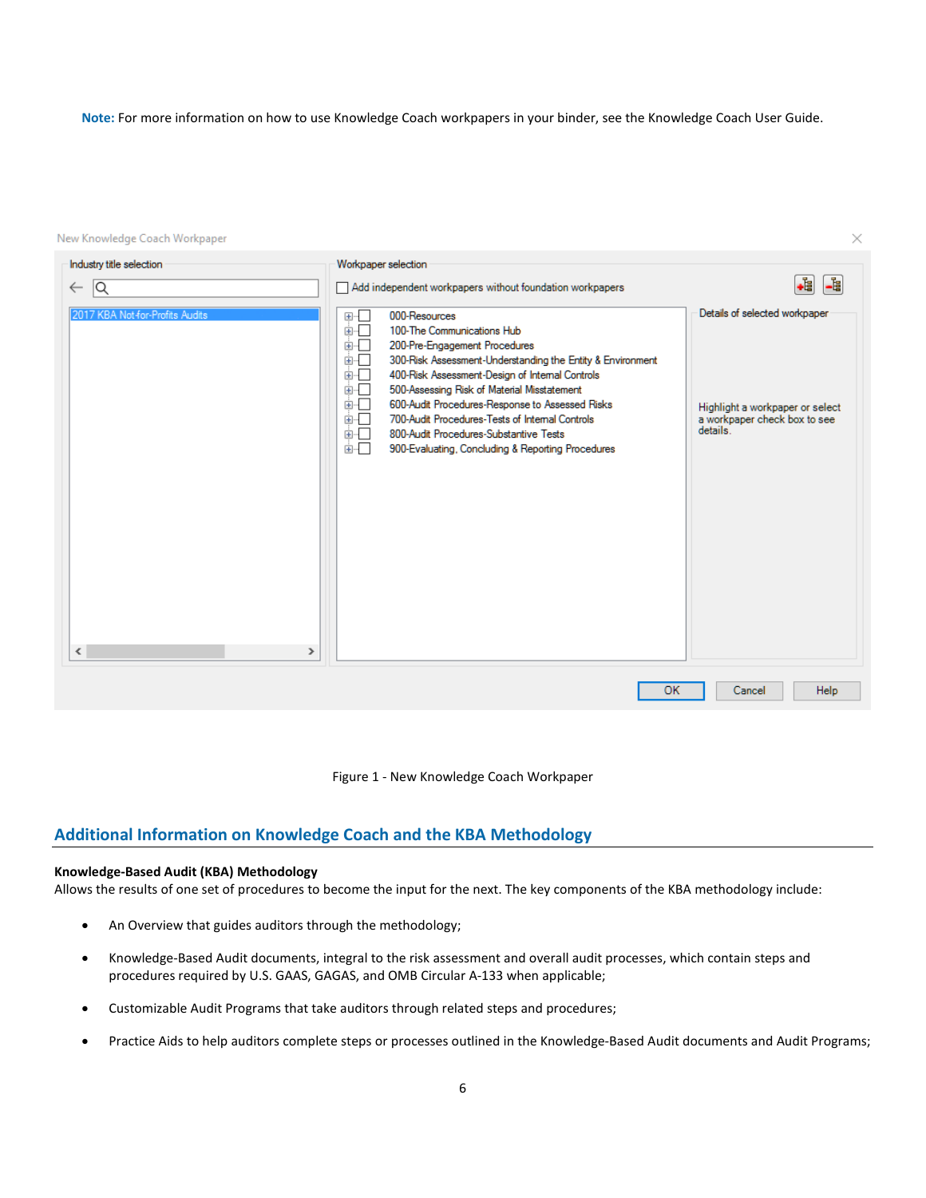**Note:** For more information on how to use Knowledge Coach workpapers in your binder, see the Knowledge Coach User Guide.

Figure 1 - New Knowledge Coach Workpaper

## Additional Information on Knowledge Coach and the KBA Methodology

**Knowledge-Based Audit (KBA) Methodology**
Allows the results of one set of procedures to become the input for the next. The key components of the KBA methodology include:

- An Overview that guides auditors through the methodology;
- Knowledge-Based Audit documents, integral to the risk assessment and overall audit processes, which contain steps and procedures required by U.S. GAAS, GAGAS, and OMB Circular A-133 when applicable;
- Customizable Audit Programs that take auditors through related steps and procedures;
- Practice Aids to help auditors complete steps or processes outlined in the Knowledge-Based Audit documents and Audit Programs;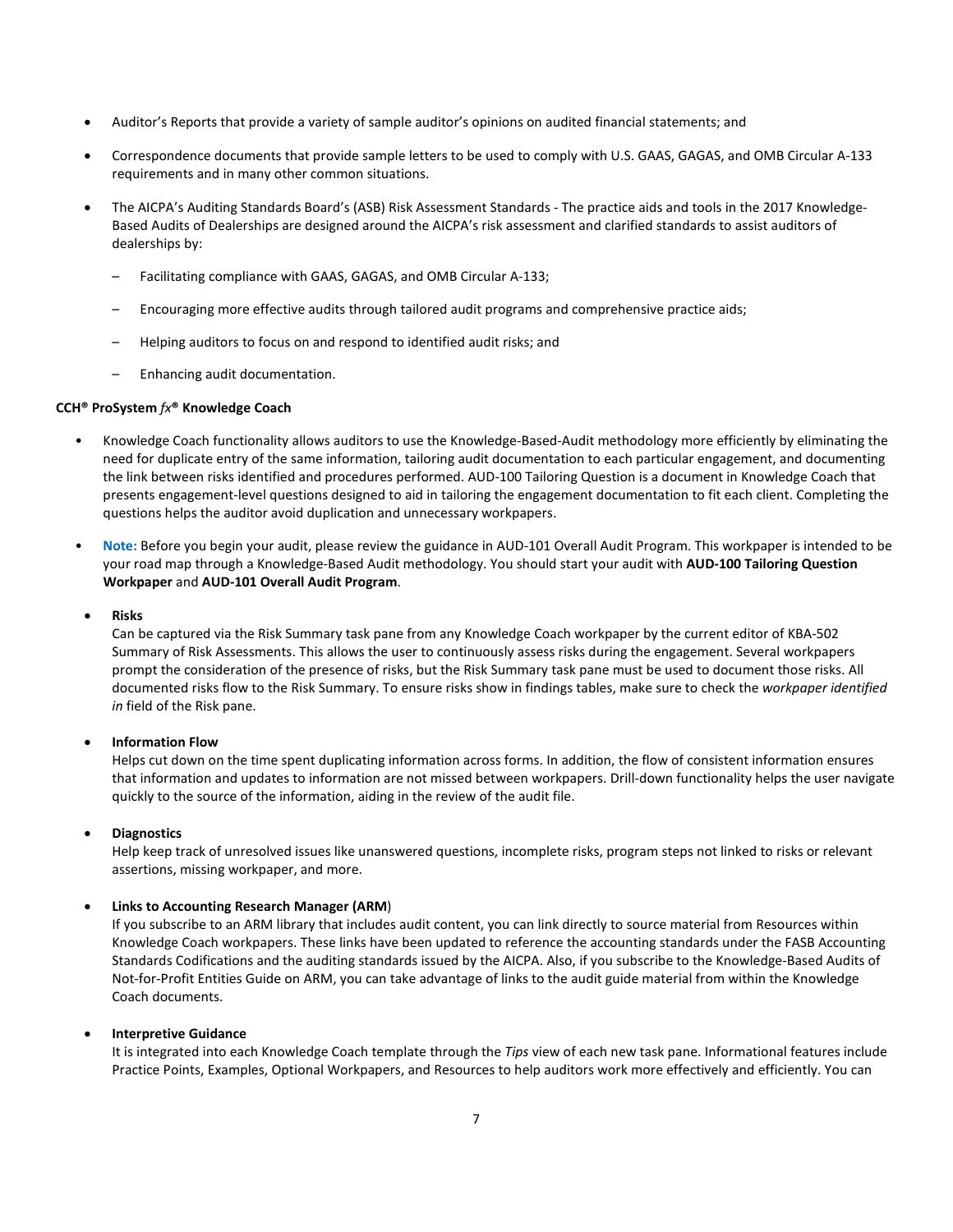- Auditor's Reports that provide a variety of sample auditor's opinions on audited financial statements; and
- Correspondence documents that provide sample letters to be used to comply with U.S. GAAS, GAGAS, and OMB Circular A-133 requirements and in many other common situations.
- The AICPA's Auditing Standards Board's (ASB) Risk Assessment Standards - The practice aids and tools in the 2017 Knowledge-Based Audits of Dealerships are designed around the AICPA's risk assessment and clarified standards to assist auditors of dealerships by:
  - Facilitating compliance with GAAS, GAGAS, and OMB Circular A-133;
  - Encouraging more effective audits through tailored audit programs and comprehensive practice aids;
  - Helping auditors to focus on and respond to identified audit risks; and
  - Enhancing audit documentation.

**CCH® ProSystem *fx*® Knowledge Coach**

- Knowledge Coach functionality allows auditors to use the Knowledge-Based-Audit methodology more efficiently by eliminating the need for duplicate entry of the same information, tailoring audit documentation to each particular engagement, and documenting the link between risks identified and procedures performed. AUD-100 Tailoring Question is a document in Knowledge Coach that presents engagement-level questions designed to aid in tailoring the engagement documentation to fit each client. Completing the questions helps the auditor avoid duplication and unnecessary workpapers.
- **Note:** Before you begin your audit, please review the guidance in AUD-101 Overall Audit Program. This workpaper is intended to be your road map through a Knowledge-Based Audit methodology. You should start your audit with **AUD-100 Tailoring Question Workpaper** and **AUD-101 Overall Audit Program**.
- **Risks**
  Can be captured via the Risk Summary task pane from any Knowledge Coach workpaper by the current editor of KBA-502 Summary of Risk Assessments. This allows the user to continuously assess risks during the engagement. Several workpapers prompt the consideration of the presence of risks, but the Risk Summary task pane must be used to document those risks. All documented risks flow to the Risk Summary. To ensure risks show in findings tables, make sure to check the *workpaper identified in* field of the Risk pane.
- **Information Flow**
  Helps cut down on the time spent duplicating information across forms. In addition, the flow of consistent information ensures that information and updates to information are not missed between workpapers. Drill-down functionality helps the user navigate quickly to the source of the information, aiding in the review of the audit file.
- **Diagnostics**
  Help keep track of unresolved issues like unanswered questions, incomplete risks, program steps not linked to risks or relevant assertions, missing workpaper, and more.
- **Links to Accounting Research Manager (ARM**)
  If you subscribe to an ARM library that includes audit content, you can link directly to source material from Resources within Knowledge Coach workpapers. These links have been updated to reference the accounting standards under the FASB Accounting Standards Codifications and the auditing standards issued by the AICPA. Also, if you subscribe to the Knowledge-Based Audits of Not-for-Profit Entities Guide on ARM, you can take advantage of links to the audit guide material from within the Knowledge Coach documents.
- **Interpretive Guidance**
  It is integrated into each Knowledge Coach template through the *Tips* view of each new task pane. Informational features include Practice Points, Examples, Optional Workpapers, and Resources to help auditors work more effectively and efficiently. You can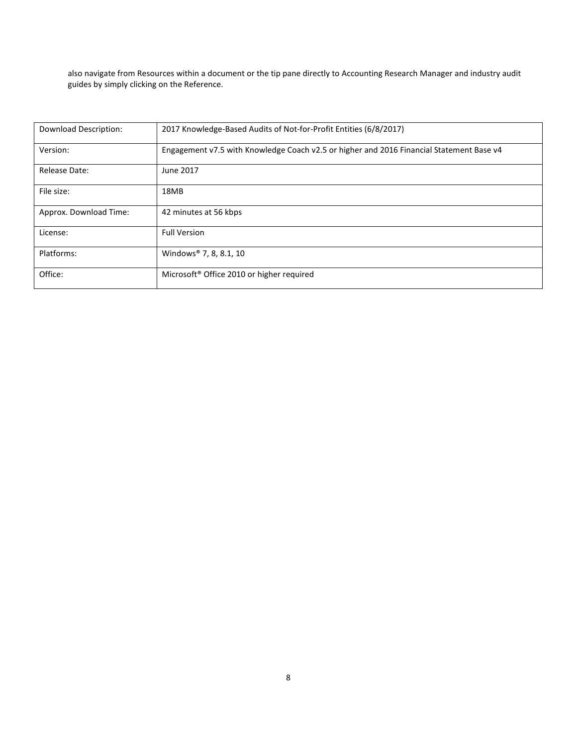also navigate from Resources within a document or the tip pane directly to Accounting Research Manager and industry audit guides by simply clicking on the Reference.

| | |
|---|---|
| Download Description: | 2017 Knowledge-Based Audits of Not-for-Profit Entities (6/8/2017) |
| Version: | Engagement v7.5 with Knowledge Coach v2.5 or higher and 2016 Financial Statement Base v4 |
| Release Date: | June 2017 |
| File size: | 18MB |
| Approx. Download Time: | 42 minutes at 56 kbps |
| License: | Full Version |
| Platforms: | Windows® 7, 8, 8.1, 10 |
| Office: | Microsoft® Office 2010 or higher required |